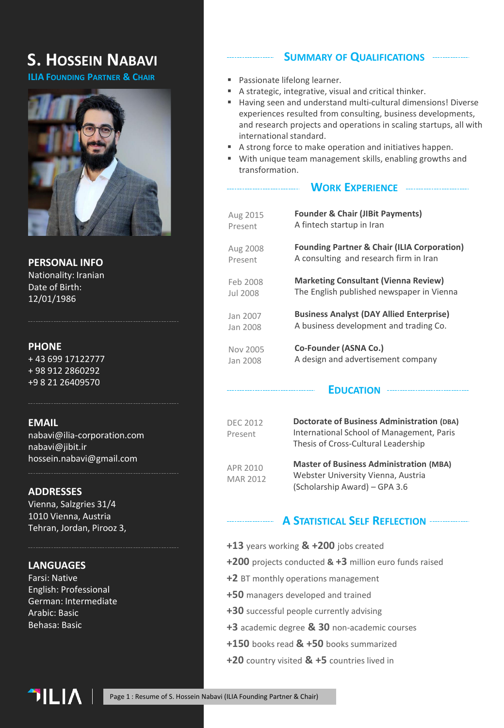# S. Hossein Nabavi

**ILIA Founding Partner & Chair**

## PERSONAL INFO

Nationality: Iranian
Date of Birth:
12/01/1986

## PHONE

+ 43 699 17122777
+ 98 912 2860292
+9 8 21 26409570

## EMAIL

nabavi@ilia-corporation.com
nabavi@jibit.ir
hossein.nabavi@gmail.com

## ADDRESSES

Vienna, Salzgries 31/4
1010 Vienna, Austria
Tehran, Jordan, Pirooz 3,

## LANGUAGES

Farsi: Native
English: Professional
German: Intermediate
Arabic: Basic
Behasa: Basic

## Summary of Qualifications

- Passionate lifelong learner.
- A strategic, integrative, visual and critical thinker.
- Having seen and understand multi-cultural dimensions! Diverse experiences resulted from consulting, business developments, and research projects and operations in scaling startups, all with international standard.
- A strong force to make operation and initiatives happen.
- With unique team management skills, enabling growths and transformation.

## Work Experience

| | |
|---|---|
| Aug 2015<br>Present | **Founder & Chair (JIBit Payments)**<br>A fintech startup in Iran |
| Aug 2008<br>Present | **Founding Partner & Chair (ILIA Corporation)**<br>A consulting and research firm in Iran |
| Feb 2008<br>Jul 2008 | **Marketing Consultant (Vienna Review)**<br>The English published newspaper in Vienna |
| Jan 2007<br>Jan 2008 | **Business Analyst (DAY Allied Enterprise)**<br>A business development and trading Co. |
| Nov 2005<br>Jan 2008 | **Co-Founder (ASNA Co.)**<br>A design and advertisement company |

## Education

| | |
|---|---|
| DEC 2012<br>Present | **Doctorate of Business Administration (DBA)**<br>International School of Management, Paris<br>Thesis of Cross-Cultural Leadership |
| APR 2010<br>MAR 2012 | **Master of Business Administration (MBA)**<br>Webster University Vienna, Austria<br>(Scholarship Award) – GPA 3.6 |

## A Statistical Self Reflection

**+13** years working **&** **+200** jobs created
**+200** projects conducted **&** **+3** million euro funds raised
**+2** BT monthly operations management
**+50** managers developed and trained
**+30** successful people currently advising
**+3** academic degree **&** **30** non-academic courses
**+150** books read **&** **+50** books summarized
**+20** country visited **&** **+5** countries lived in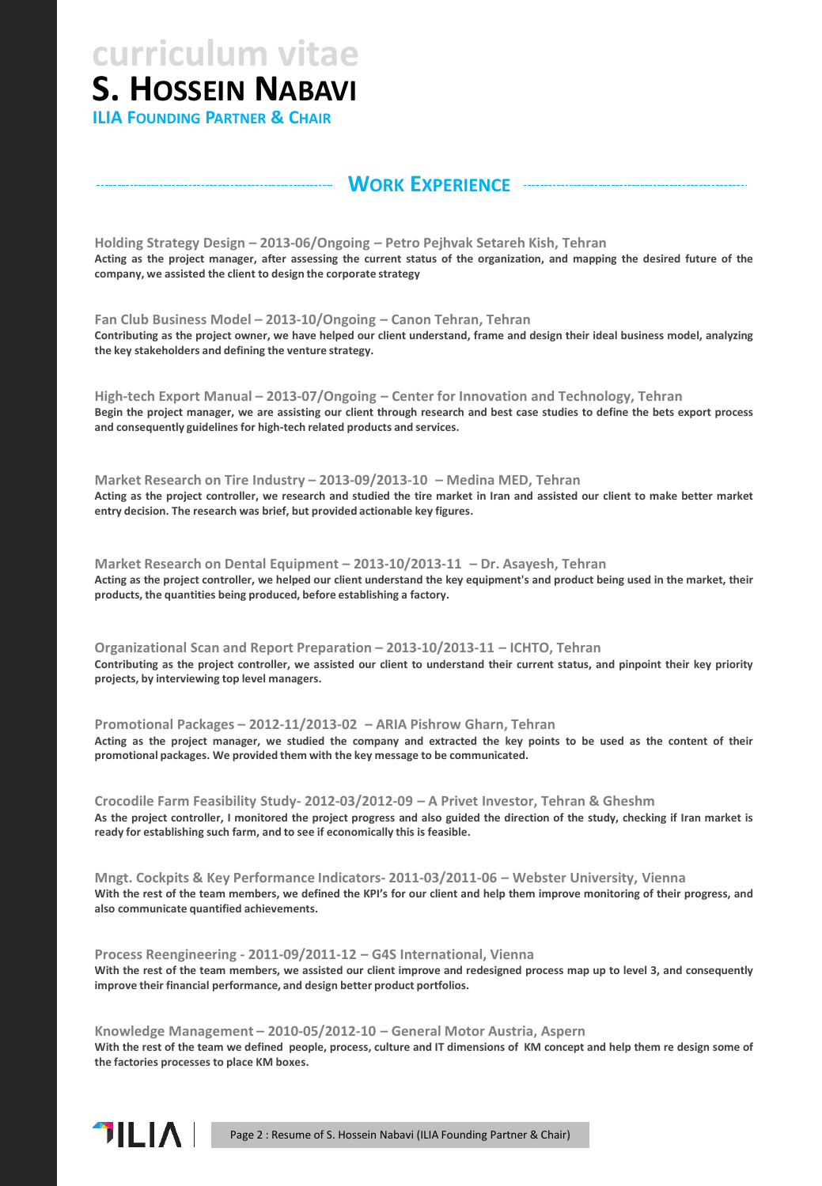# curriculum vitae

# S. Hossein Nabavi

**ILIA Founding Partner & Chair**

## Work Experience

**Holding Strategy Design – 2013-06/Ongoing – Petro Pejhvak Setareh Kish, Tehran**
Acting as the project manager, after assessing the current status of the organization, and mapping the desired future of the company, we assisted the client to design the corporate strategy

**Fan Club Business Model – 2013-10/Ongoing – Canon Tehran, Tehran**
Contributing as the project owner, we have helped our client understand, frame and design their ideal business model, analyzing the key stakeholders and defining the venture strategy.

**High-tech Export Manual – 2013-07/Ongoing – Center for Innovation and Technology, Tehran**
Begin the project manager, we are assisting our client through research and best case studies to define the bets export process and consequently guidelines for high-tech related products and services.

**Market Research on Tire Industry – 2013-09/2013-10 – Medina MED, Tehran**
Acting as the project controller, we research and studied the tire market in Iran and assisted our client to make better market entry decision. The research was brief, but provided actionable key figures.

**Market Research on Dental Equipment – 2013-10/2013-11 – Dr. Asayesh, Tehran**
Acting as the project controller, we helped our client understand the key equipment's and product being used in the market, their products, the quantities being produced, before establishing a factory.

**Organizational Scan and Report Preparation – 2013-10/2013-11 – ICHTO, Tehran**
Contributing as the project controller, we assisted our client to understand their current status, and pinpoint their key priority projects, by interviewing top level managers.

**Promotional Packages – 2012-11/2013-02 – ARIA Pishrow Gharn, Tehran**
Acting as the project manager, we studied the company and extracted the key points to be used as the content of their promotional packages. We provided them with the key message to be communicated.

**Crocodile Farm Feasibility Study- 2012-03/2012-09 – A Privet Investor, Tehran & Gheshm**
As the project controller, I monitored the project progress and also guided the direction of the study, checking if Iran market is ready for establishing such farm, and to see if economically this is feasible.

**Mngt. Cockpits & Key Performance Indicators- 2011-03/2011-06 – Webster University, Vienna**
With the rest of the team members, we defined the KPI's for our client and help them improve monitoring of their progress, and also communicate quantified achievements.

**Process Reengineering - 2011-09/2011-12 – G4S International, Vienna**
With the rest of the team members, we assisted our client improve and redesigned process map up to level 3, and consequently improve their financial performance, and design better product portfolios.

**Knowledge Management – 2010-05/2012-10 – General Motor Austria, Aspern**
With the rest of the team we defined people, process, culture and IT dimensions of KM concept and help them re design some of the factories processes to place KM boxes.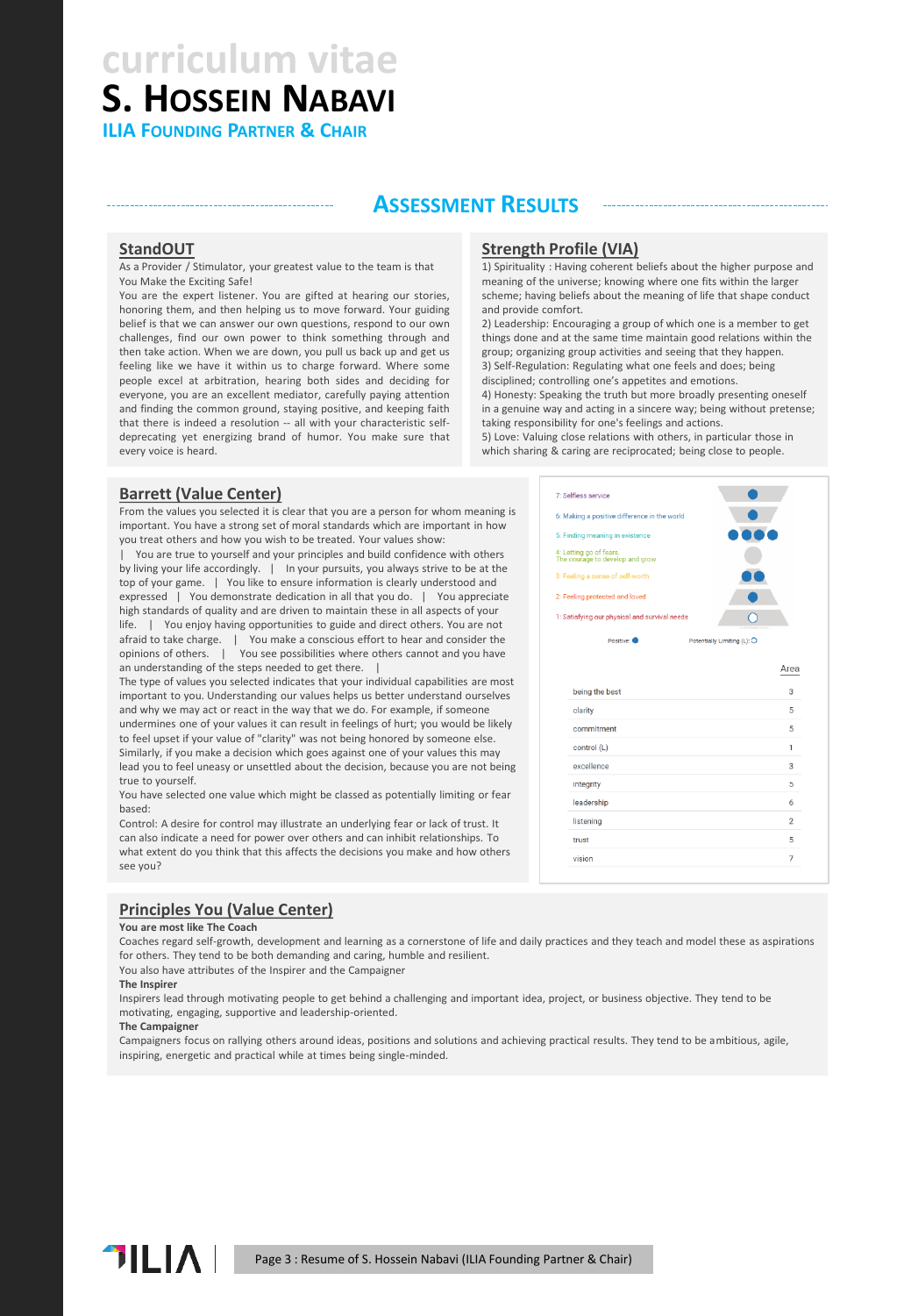## ASSESSMENT RESULTS

### StandOUT

As a Provider / Stimulator, your greatest value to the team is that You Make the Exciting Safe!

You are the expert listener. You are gifted at hearing our stories, honoring them, and then helping us to move forward. Your guiding belief is that we can answer our own questions, respond to our own challenges, find our own power to think something through and then take action. When we are down, you pull us back up and get us feeling like we have it within us to charge forward. Where some people excel at arbitration, hearing both sides and deciding for everyone, you are an excellent mediator, carefully paying attention and finding the common ground, staying positive, and keeping faith that there is indeed a resolution -- all with your characteristic self-deprecating yet energizing brand of humor. You make sure that every voice is heard.

### Strength Profile (VIA)

1) Spirituality : Having coherent beliefs about the higher purpose and meaning of the universe; knowing where one fits within the larger scheme; having beliefs about the meaning of life that shape conduct and provide comfort.

2) Leadership: Encouraging a group of which one is a member to get things done and at the same time maintain good relations within the group; organizing group activities and seeing that they happen.

3) Self-Regulation: Regulating what one feels and does; being disciplined; controlling one's appetites and emotions.

4) Honesty: Speaking the truth but more broadly presenting oneself in a genuine way and acting in a sincere way; being without pretense; taking responsibility for one's feelings and actions.

5) Love: Valuing close relations with others, in particular those in which sharing & caring are reciprocated; being close to people.

### Barrett (Value Center)

From the values you selected it is clear that you are a person for whom meaning is important. You have a strong set of moral standards which are important in how you treat others and how you wish to be treated. Your values show:

| You are true to yourself and your principles and build confidence with others by living your life accordingly. | In your pursuits, you always strive to be at the top of your game. | You like to ensure information is clearly understood and expressed | You demonstrate dedication in all that you do. | You appreciate high standards of quality and are driven to maintain these in all aspects of your life. | You enjoy having opportunities to guide and direct others. You are not afraid to take charge. | You make a conscious effort to hear and consider the opinions of others. | You see possibilities where others cannot and you have an understanding of the steps needed to get there. |

The type of values you selected indicates that your individual capabilities are most important to you. Understanding our values helps us better understand ourselves and why we may act or react in the way that we do. For example, if someone undermines one of your values it can result in feelings of hurt; you would be likely to feel upset if your value of "clarity" was not being honored by someone else. Similarly, if you make a decision which goes against one of your values this may lead you to feel uneasy or unsettled about the decision, because you are not being true to yourself.

You have selected one value which might be classed as potentially limiting or fear based:

Control: A desire for control may illustrate an underlying fear or lack of trust. It can also indicate a need for power over others and can inhibit relationships. To what extent do you think that this affects the decisions you make and how others see you?

7: Selfless service
6: Making a positive difference in the world
5: Finding meaning in existence
4: Letting go of fears
The courage to develop and grow
3: Feeling a sense of self-worth
2: Feeling protected and loved
1: Satisfying our physical and survival needs
Positive
Potentially Limiting (L)

| | Area |
|---|---|
| being the best | 3 |
| clarity | 5 |
| commitment | 5 |
| control (L) | 1 |
| excellence | 3 |
| integrity | 5 |
| leadership | 6 |
| listening | 2 |
| trust | 5 |
| vision | 7 |

### Principles You (Value Center)

**You are most like The Coach**

Coaches regard self-growth, development and learning as a cornerstone of life and daily practices and they teach and model these as aspirations for others. They tend to be both demanding and caring, humble and resilient.

You also have attributes of the Inspirer and the Campaigner

**The Inspirer**

Inspirers lead through motivating people to get behind a challenging and important idea, project, or business objective. They tend to be motivating, engaging, supportive and leadership-oriented.

**The Campaigner**

Campaigners focus on rallying others around ideas, positions and solutions and achieving practical results. They tend to be ambitious, agile, inspiring, energetic and practical while at times being single-minded.